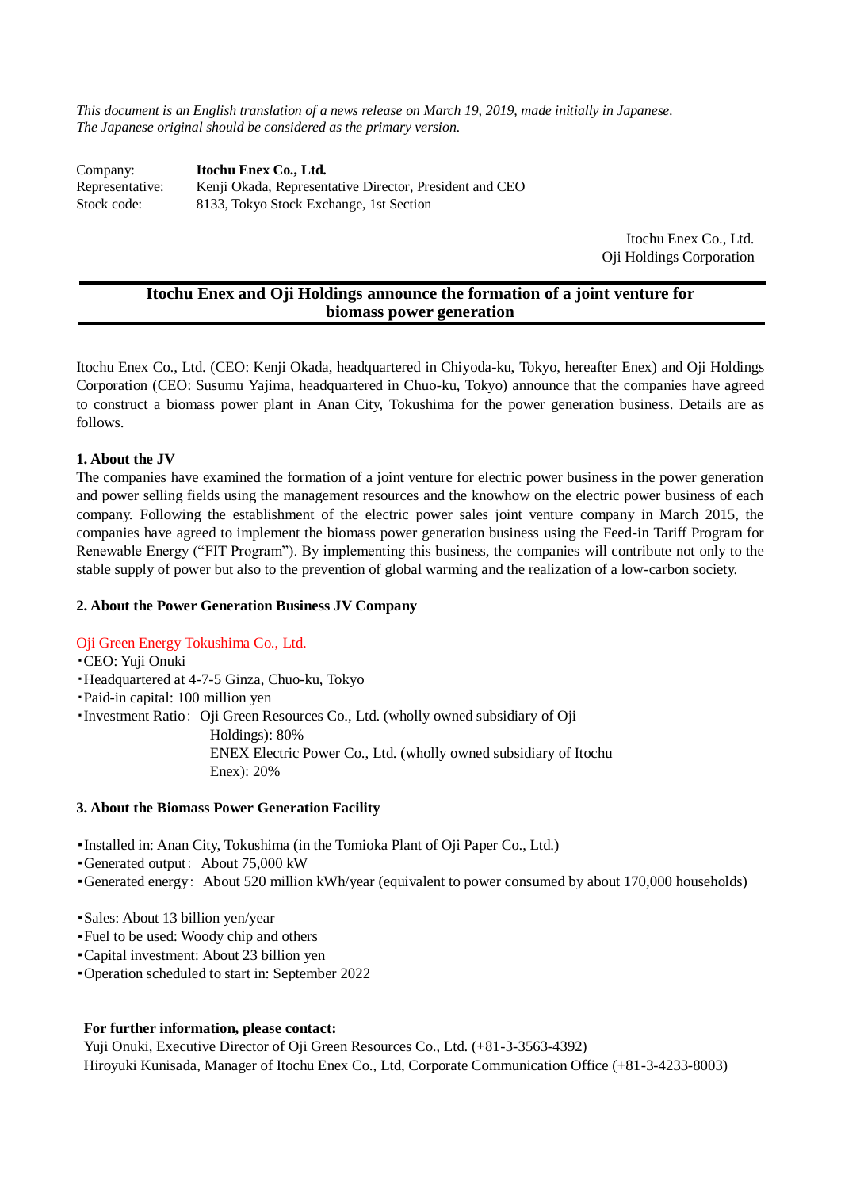*This document is an English translation of a news release on March 19, 2019, made initially in Japanese.*
*The Japanese original should be considered as the primary version.*

| | |
|---|---|
| Company: | **Itochu Enex Co., Ltd.** |
| Representative: | Kenji Okada, Representative Director, President and CEO |
| Stock code: | 8133, Tokyo Stock Exchange, 1st Section |

Itochu Enex Co., Ltd.
Oji Holdings Corporation

# Itochu Enex and Oji Holdings announce the formation of a joint venture for biomass power generation

Itochu Enex Co., Ltd. (CEO: Kenji Okada, headquartered in Chiyoda-ku, Tokyo, hereafter Enex) and Oji Holdings Corporation (CEO: Susumu Yajima, headquartered in Chuo-ku, Tokyo) announce that the companies have agreed to construct a biomass power plant in Anan City, Tokushima for the power generation business. Details are as follows.

### 1. About the JV

The companies have examined the formation of a joint venture for electric power business in the power generation and power selling fields using the management resources and the knowhow on the electric power business of each company. Following the establishment of the electric power sales joint venture company in March 2015, the companies have agreed to implement the biomass power generation business using the Feed-in Tariff Program for Renewable Energy ("FIT Program"). By implementing this business, the companies will contribute not only to the stable supply of power but also to the prevention of global warming and the realization of a low-carbon society.

### 2. About the Power Generation Business JV Company

Oji Green Energy Tokushima Co., Ltd.

- CEO: Yuji Onuki
- Headquartered at 4-7-5 Ginza, Chuo-ku, Tokyo
- Paid-in capital: 100 million yen
- Investment Ratio： Oji Green Resources Co., Ltd. (wholly owned subsidiary of Oji Holdings): 80%
  ENEX Electric Power Co., Ltd. (wholly owned subsidiary of Itochu Enex): 20%

### 3. About the Biomass Power Generation Facility

- Installed in: Anan City, Tokushima (in the Tomioka Plant of Oji Paper Co., Ltd.)
- Generated output： About 75,000 kW
- Generated energy： About 520 million kWh/year (equivalent to power consumed by about 170,000 households)

- Sales: About 13 billion yen/year
- Fuel to be used: Woody chip and others
- Capital investment: About 23 billion yen
- Operation scheduled to start in: September 2022

**For further information, please contact:**
Yuji Onuki, Executive Director of Oji Green Resources Co., Ltd. (+81-3-3563-4392)
Hiroyuki Kunisada, Manager of Itochu Enex Co., Ltd, Corporate Communication Office (+81-3-4233-8003)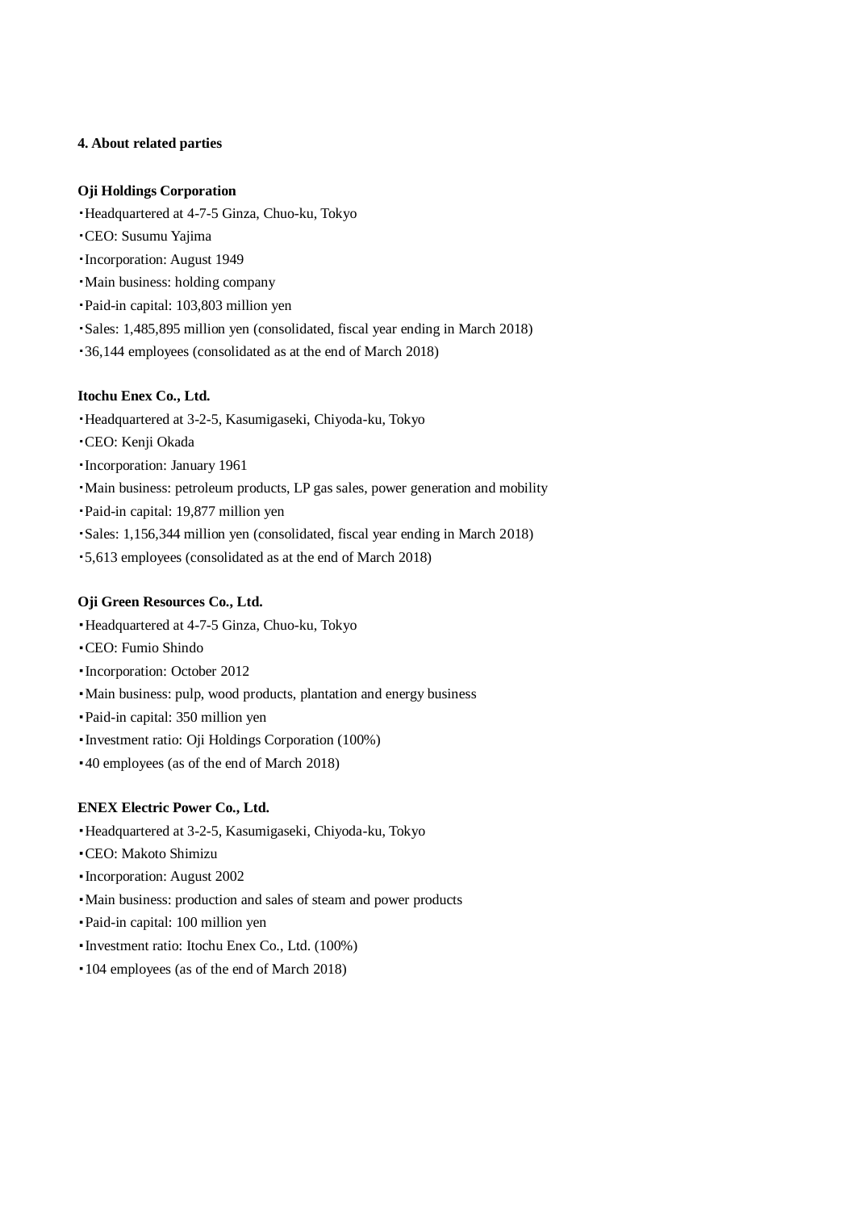**4. About related parties**

**Oji Holdings Corporation**

・Headquartered at 4-7-5 Ginza, Chuo-ku, Tokyo

・CEO: Susumu Yajima

・Incorporation: August 1949

・Main business: holding company

・Paid-in capital: 103,803 million yen

・Sales: 1,485,895 million yen (consolidated, fiscal year ending in March 2018)

・36,144 employees (consolidated as at the end of March 2018)

**Itochu Enex Co., Ltd.**

・Headquartered at 3-2-5, Kasumigaseki, Chiyoda-ku, Tokyo

・CEO: Kenji Okada

・Incorporation: January 1961

・Main business: petroleum products, LP gas sales, power generation and mobility

・Paid-in capital: 19,877 million yen

・Sales: 1,156,344 million yen (consolidated, fiscal year ending in March 2018)

・5,613 employees (consolidated as at the end of March 2018)

**Oji Green Resources Co., Ltd.**

・Headquartered at 4-7-5 Ginza, Chuo-ku, Tokyo

・CEO: Fumio Shindo

・Incorporation: October 2012

・Main business: pulp, wood products, plantation and energy business

・Paid-in capital: 350 million yen

・Investment ratio: Oji Holdings Corporation (100%)

・40 employees (as of the end of March 2018)

**ENEX Electric Power Co., Ltd.**

・Headquartered at 3-2-5, Kasumigaseki, Chiyoda-ku, Tokyo

・CEO: Makoto Shimizu

・Incorporation: August 2002

・Main business: production and sales of steam and power products

・Paid-in capital: 100 million yen

・Investment ratio: Itochu Enex Co., Ltd. (100%)

・104 employees (as of the end of March 2018)